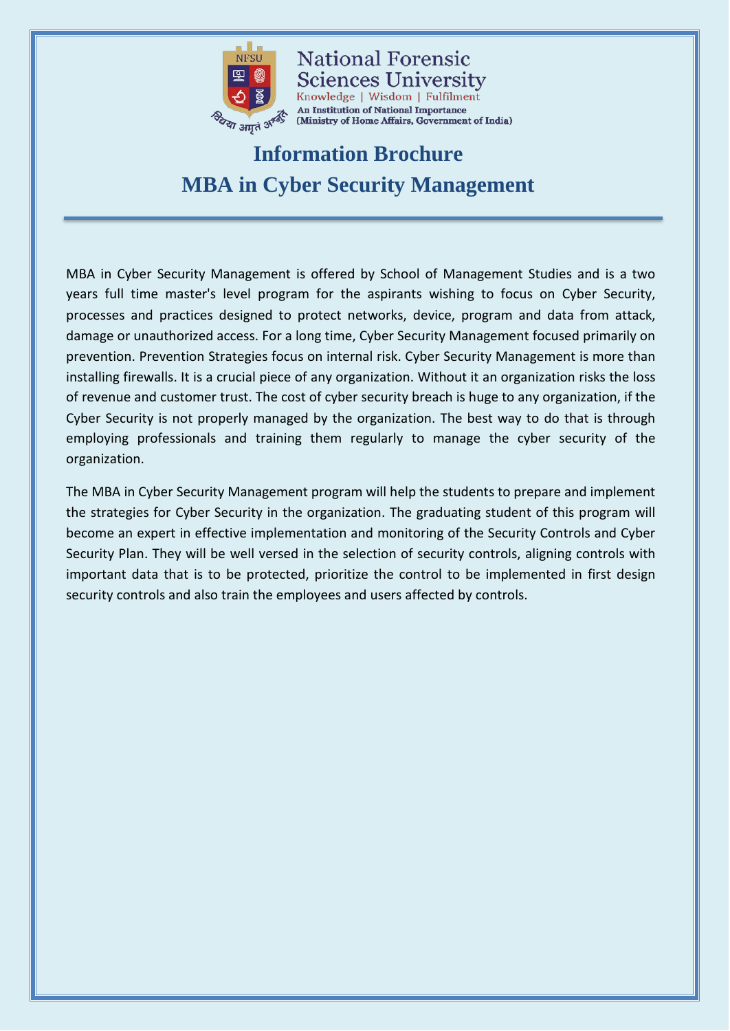National Forensic Sciences University

Knowledge | Wisdom | Fulfilment

An Institution of National Importance
(Ministry of Home Affairs, Government of India)

# Information Brochure
# MBA in Cyber Security Management

MBA in Cyber Security Management is offered by School of Management Studies and is a two years full time master's level program for the aspirants wishing to focus on Cyber Security, processes and practices designed to protect networks, device, program and data from attack, damage or unauthorized access. For a long time, Cyber Security Management focused primarily on prevention. Prevention Strategies focus on internal risk. Cyber Security Management is more than installing firewalls. It is a crucial piece of any organization. Without it an organization risks the loss of revenue and customer trust. The cost of cyber security breach is huge to any organization, if the Cyber Security is not properly managed by the organization. The best way to do that is through employing professionals and training them regularly to manage the cyber security of the organization.

The MBA in Cyber Security Management program will help the students to prepare and implement the strategies for Cyber Security in the organization. The graduating student of this program will become an expert in effective implementation and monitoring of the Security Controls and Cyber Security Plan. They will be well versed in the selection of security controls, aligning controls with important data that is to be protected, prioritize the control to be implemented in first design security controls and also train the employees and users affected by controls.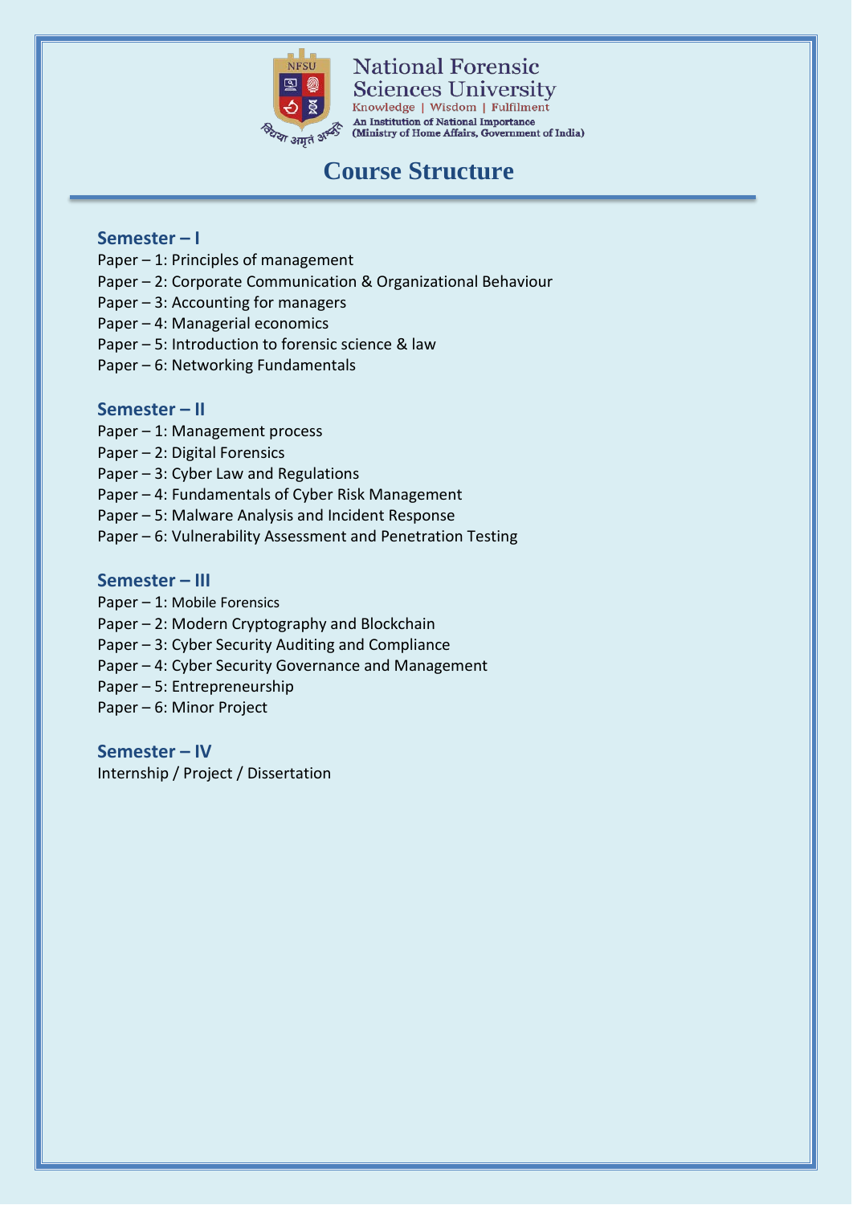# Course Structure

## Semester – I

Paper – 1: Principles of management
Paper – 2: Corporate Communication & Organizational Behaviour
Paper – 3: Accounting for managers
Paper – 4: Managerial economics
Paper – 5: Introduction to forensic science & law
Paper – 6: Networking Fundamentals

## Semester – II

Paper – 1: Management process
Paper – 2: Digital Forensics
Paper – 3: Cyber Law and Regulations
Paper – 4: Fundamentals of Cyber Risk Management
Paper – 5: Malware Analysis and Incident Response
Paper – 6: Vulnerability Assessment and Penetration Testing

## Semester – III

Paper – 1: Mobile Forensics
Paper – 2: Modern Cryptography and Blockchain
Paper – 3: Cyber Security Auditing and Compliance
Paper – 4: Cyber Security Governance and Management
Paper – 5: Entrepreneurship
Paper – 6: Minor Project

## Semester – IV

Internship / Project / Dissertation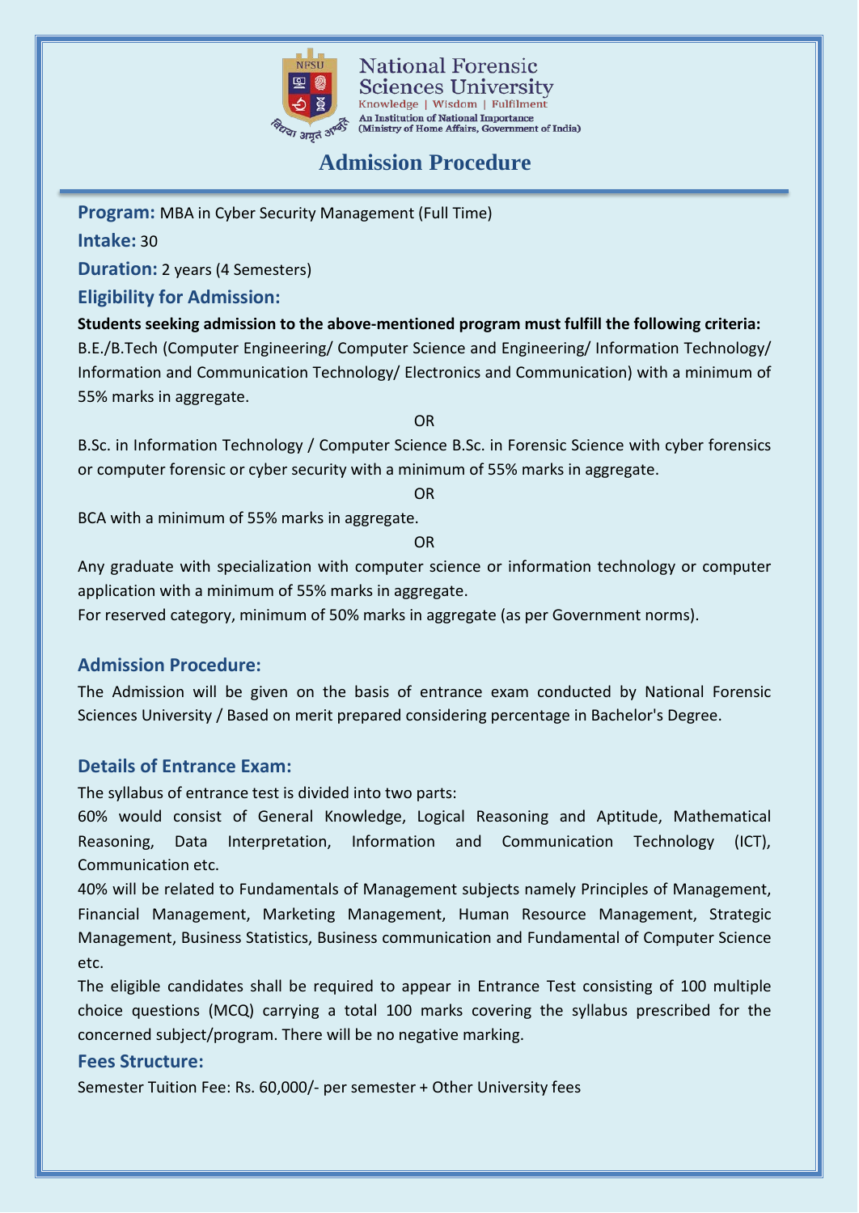National Forensic Sciences University

Knowledge | Wisdom | Fulfilment

An Institution of National Importance

(Ministry of Home Affairs, Government of India)

# Admission Procedure

**Program:** MBA in Cyber Security Management (Full Time)

**Intake:** 30

**Duration:** 2 years (4 Semesters)

## Eligibility for Admission:

**Students seeking admission to the above-mentioned program must fulfill the following criteria:**

B.E./B.Tech (Computer Engineering/ Computer Science and Engineering/ Information Technology/ Information and Communication Technology/ Electronics and Communication) with a minimum of 55% marks in aggregate.

OR

B.Sc. in Information Technology / Computer Science B.Sc. in Forensic Science with cyber forensics or computer forensic or cyber security with a minimum of 55% marks in aggregate.

OR

BCA with a minimum of 55% marks in aggregate.

OR

Any graduate with specialization with computer science or information technology or computer application with a minimum of 55% marks in aggregate.

For reserved category, minimum of 50% marks in aggregate (as per Government norms).

## Admission Procedure:

The Admission will be given on the basis of entrance exam conducted by National Forensic Sciences University / Based on merit prepared considering percentage in Bachelor's Degree.

## Details of Entrance Exam:

The syllabus of entrance test is divided into two parts:

60% would consist of General Knowledge, Logical Reasoning and Aptitude, Mathematical Reasoning, Data Interpretation, Information and Communication Technology (ICT), Communication etc.

40% will be related to Fundamentals of Management subjects namely Principles of Management, Financial Management, Marketing Management, Human Resource Management, Strategic Management, Business Statistics, Business communication and Fundamental of Computer Science etc.

The eligible candidates shall be required to appear in Entrance Test consisting of 100 multiple choice questions (MCQ) carrying a total 100 marks covering the syllabus prescribed for the concerned subject/program. There will be no negative marking.

## Fees Structure:

Semester Tuition Fee: Rs. 60,000/- per semester + Other University fees